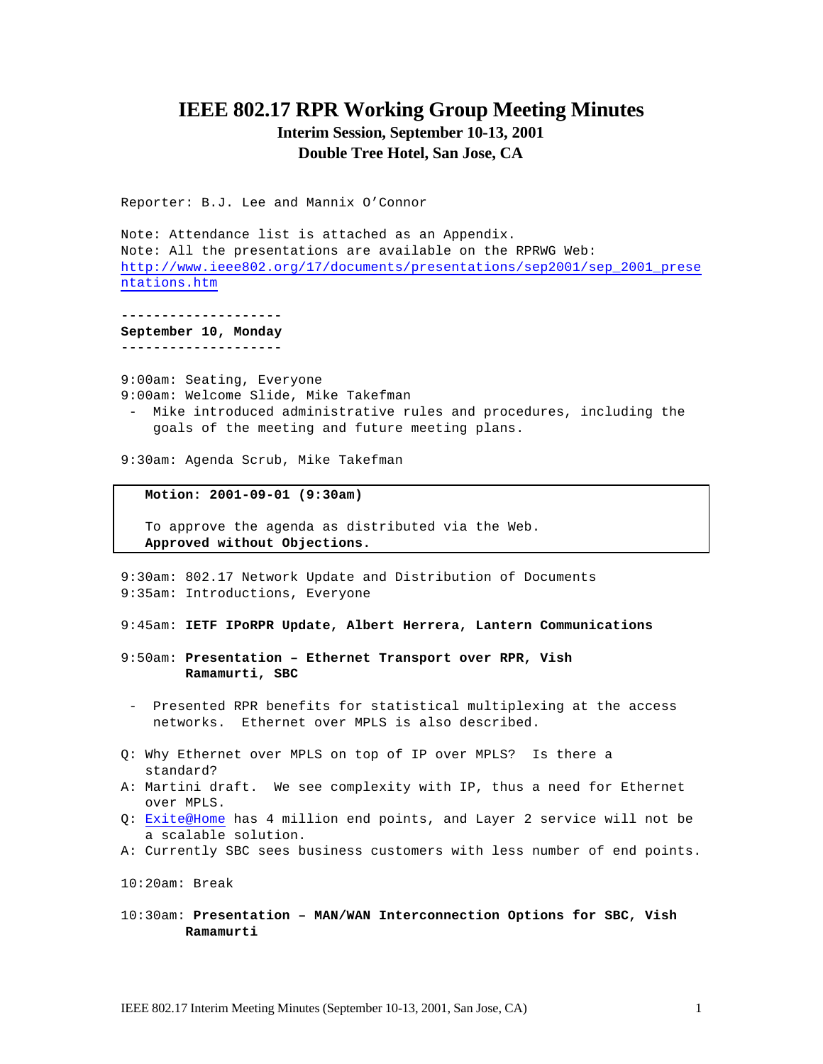# IEEE 802.17 RPR Working Group Meeting Minutes

## Interim Session, September 10-13, 2001

## Double Tree Hotel, San Jose, CA

Reporter: B.J. Lee and Mannix O'Connor

Note: Attendance list is attached as an Appendix.
Note: All the presentations are available on the RPRWG Web:
http://www.ieee802.org/17/documents/presentations/sep2001/sep_2001_presentations.htm

--------------------
**September 10, Monday**
--------------------

9:00am: Seating, Everyone
9:00am: Welcome Slide, Mike Takefman

- Mike introduced administrative rules and procedures, including the goals of the meeting and future meeting plans.

9:30am: Agenda Scrub, Mike Takefman

> **Motion: 2001-09-01 (9:30am)**
>
> To approve the agenda as distributed via the Web.
> **Approved without Objections.**

9:30am: 802.17 Network Update and Distribution of Documents
9:35am: Introductions, Everyone

9:45am: **IETF IPoRPR Update, Albert Herrera, Lantern Communications**

9:50am: **Presentation – Ethernet Transport over RPR, Vish Ramamurti, SBC**

- Presented RPR benefits for statistical multiplexing at the access networks. Ethernet over MPLS is also described.

Q: Why Ethernet over MPLS on top of IP over MPLS? Is there a standard?
A: Martini draft. We see complexity with IP, thus a need for Ethernet over MPLS.
Q: Exite@Home has 4 million end points, and Layer 2 service will not be a scalable solution.
A: Currently SBC sees business customers with less number of end points.

10:20am: Break

10:30am: **Presentation – MAN/WAN Interconnection Options for SBC, Vish Ramamurti**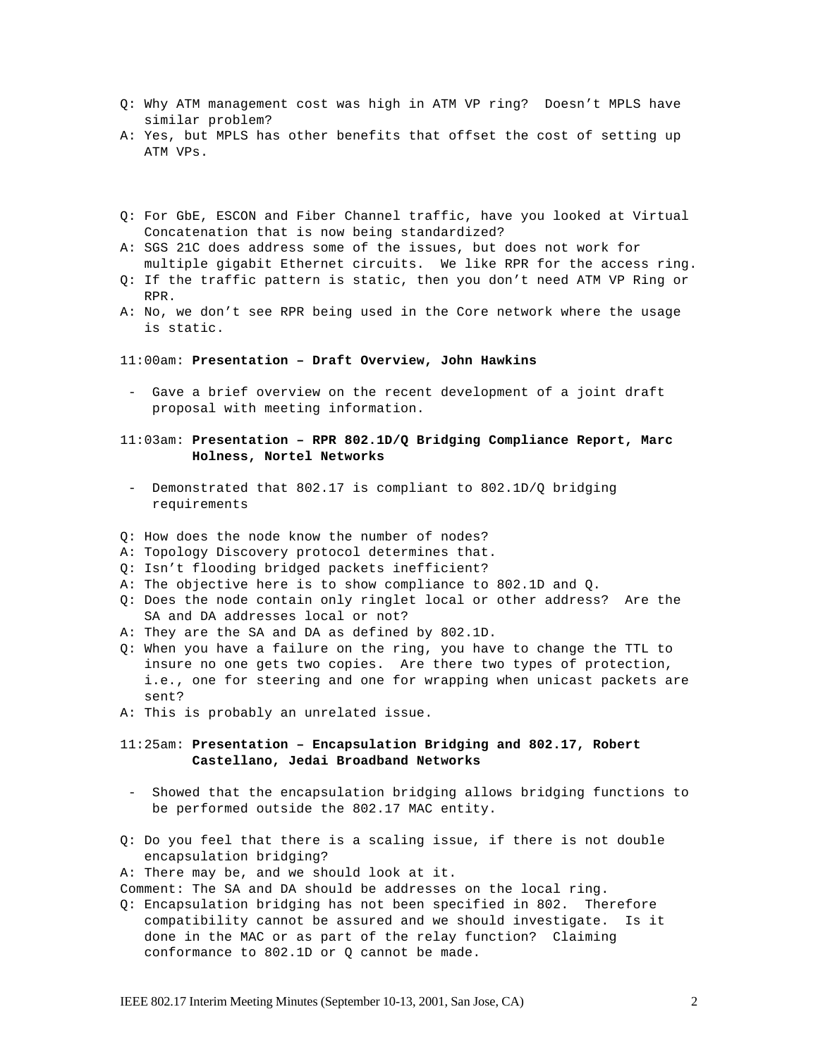Q: Why ATM management cost was high in ATM VP ring? Doesn't MPLS have similar problem?
A: Yes, but MPLS has other benefits that offset the cost of setting up ATM VPs.

Q: For GbE, ESCON and Fiber Channel traffic, have you looked at Virtual Concatenation that is now being standardized?
A: SGS 21C does address some of the issues, but does not work for multiple gigabit Ethernet circuits. We like RPR for the access ring.
Q: If the traffic pattern is static, then you don't need ATM VP Ring or RPR.
A: No, we don't see RPR being used in the Core network where the usage is static.

11:00am: **Presentation – Draft Overview, John Hawkins**

- Gave a brief overview on the recent development of a joint draft proposal with meeting information.

11:03am: **Presentation – RPR 802.1D/Q Bridging Compliance Report, Marc Holness, Nortel Networks**

- Demonstrated that 802.17 is compliant to 802.1D/Q bridging requirements

Q: How does the node know the number of nodes?
A: Topology Discovery protocol determines that.
Q: Isn't flooding bridged packets inefficient?
A: The objective here is to show compliance to 802.1D and Q.
Q: Does the node contain only ringlet local or other address? Are the SA and DA addresses local or not?
A: They are the SA and DA as defined by 802.1D.
Q: When you have a failure on the ring, you have to change the TTL to insure no one gets two copies. Are there two types of protection, i.e., one for steering and one for wrapping when unicast packets are sent?
A: This is probably an unrelated issue.

11:25am: **Presentation – Encapsulation Bridging and 802.17, Robert Castellano, Jedai Broadband Networks**

- Showed that the encapsulation bridging allows bridging functions to be performed outside the 802.17 MAC entity.

Q: Do you feel that there is a scaling issue, if there is not double encapsulation bridging?
A: There may be, and we should look at it.
Comment: The SA and DA should be addresses on the local ring.
Q: Encapsulation bridging has not been specified in 802. Therefore compatibility cannot be assured and we should investigate. Is it done in the MAC or as part of the relay function? Claiming conformance to 802.1D or Q cannot be made.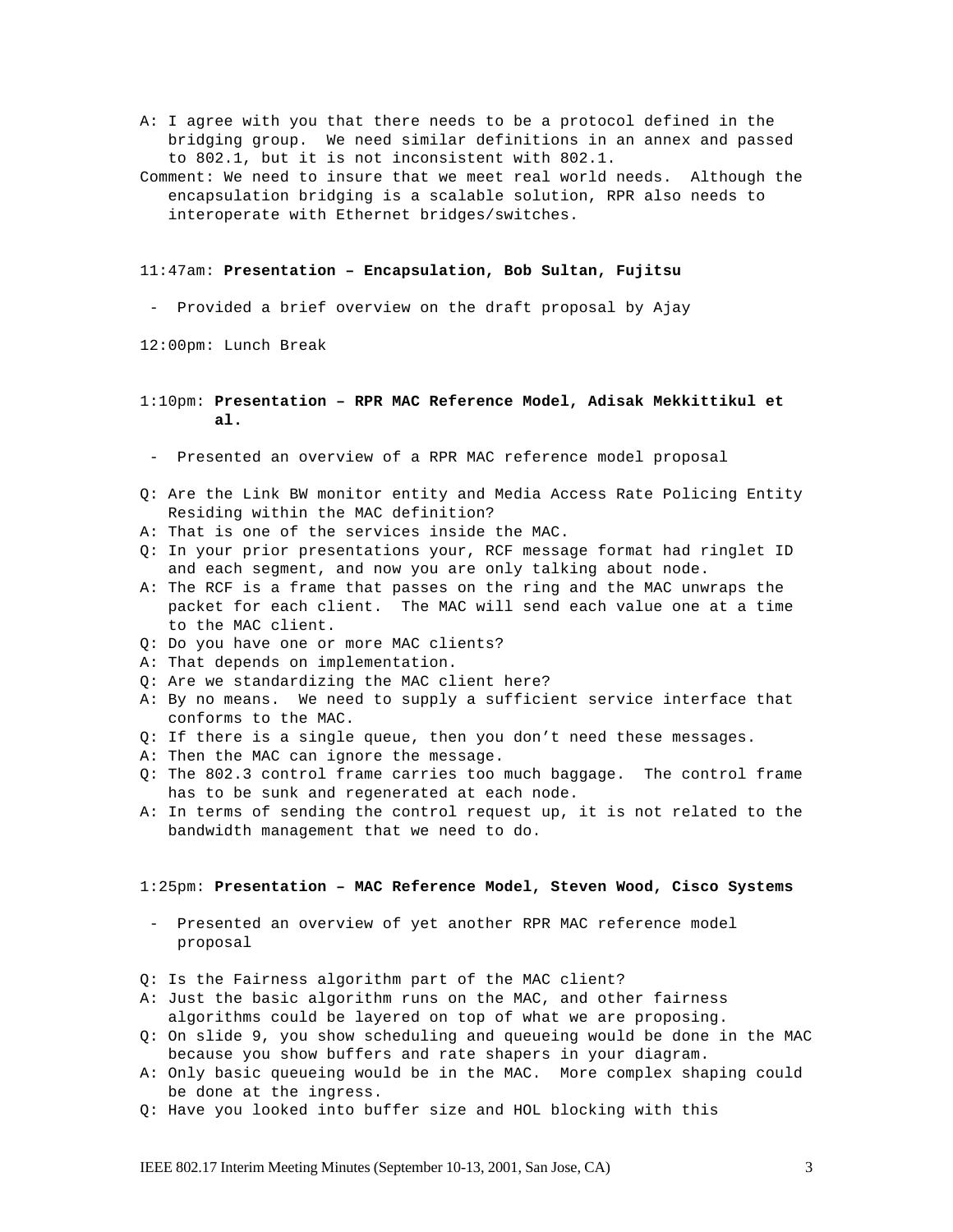A: I agree with you that there needs to be a protocol defined in the bridging group. We need similar definitions in an annex and passed to 802.1, but it is not inconsistent with 802.1.

Comment: We need to insure that we meet real world needs. Although the encapsulation bridging is a scalable solution, RPR also needs to interoperate with Ethernet bridges/switches.

11:47am: **Presentation – Encapsulation, Bob Sultan, Fujitsu**

- Provided a brief overview on the draft proposal by Ajay

12:00pm: Lunch Break

1:10pm: **Presentation – RPR MAC Reference Model, Adisak Mekkittikul et al.**

- Presented an overview of a RPR MAC reference model proposal

Q: Are the Link BW monitor entity and Media Access Rate Policing Entity Residing within the MAC definition?

A: That is one of the services inside the MAC.

Q: In your prior presentations your, RCF message format had ringlet ID and each segment, and now you are only talking about node.

A: The RCF is a frame that passes on the ring and the MAC unwraps the packet for each client. The MAC will send each value one at a time to the MAC client.

Q: Do you have one or more MAC clients?

A: That depends on implementation.

Q: Are we standardizing the MAC client here?

A: By no means. We need to supply a sufficient service interface that conforms to the MAC.

Q: If there is a single queue, then you don't need these messages.

A: Then the MAC can ignore the message.

Q: The 802.3 control frame carries too much baggage. The control frame has to be sunk and regenerated at each node.

A: In terms of sending the control request up, it is not related to the bandwidth management that we need to do.

1:25pm: **Presentation – MAC Reference Model, Steven Wood, Cisco Systems**

- Presented an overview of yet another RPR MAC reference model proposal

Q: Is the Fairness algorithm part of the MAC client?

A: Just the basic algorithm runs on the MAC, and other fairness algorithms could be layered on top of what we are proposing.

Q: On slide 9, you show scheduling and queueing would be done in the MAC because you show buffers and rate shapers in your diagram.

A: Only basic queueing would be in the MAC. More complex shaping could be done at the ingress.

Q: Have you looked into buffer size and HOL blocking with this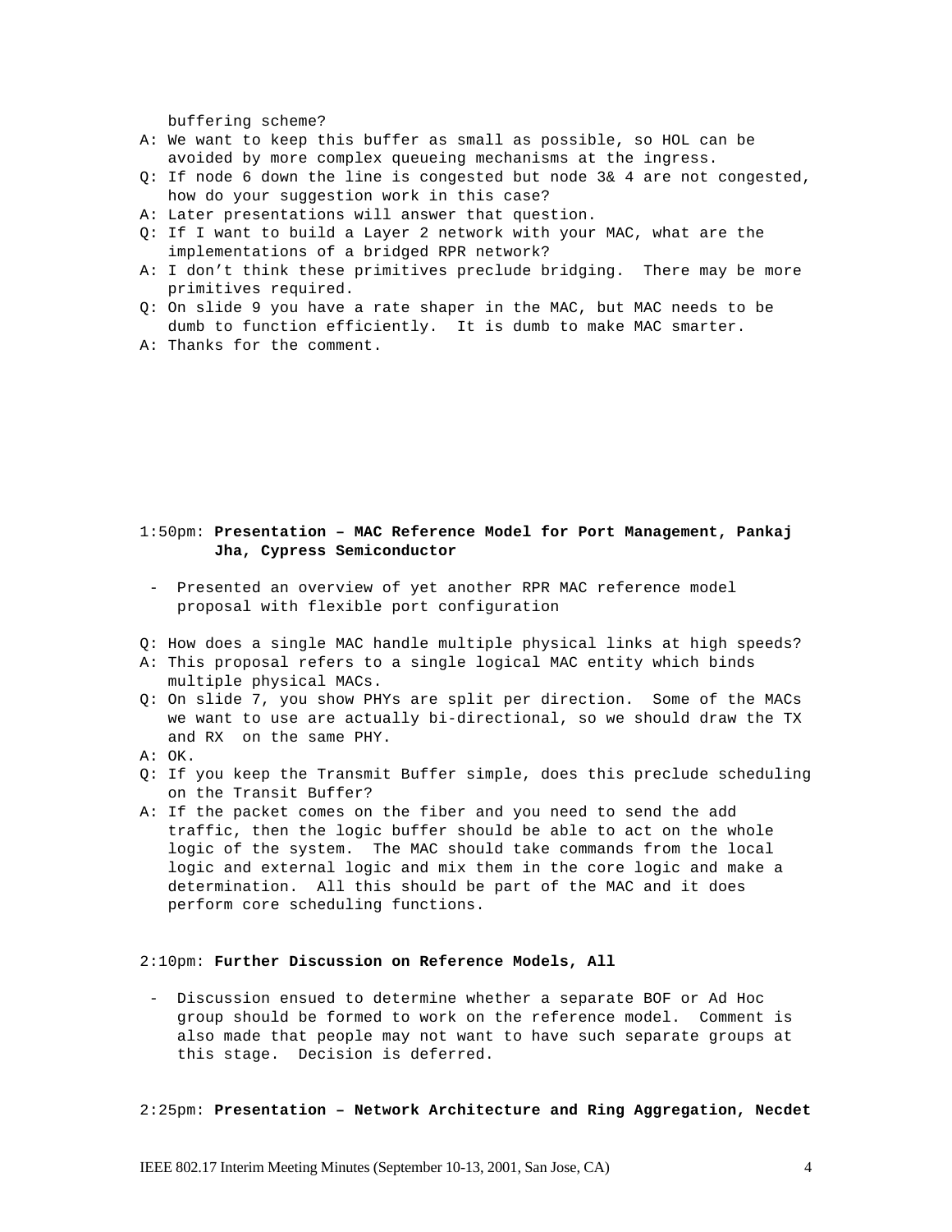buffering scheme?

A: We want to keep this buffer as small as possible, so HOL can be avoided by more complex queueing mechanisms at the ingress.

Q: If node 6 down the line is congested but node 3& 4 are not congested, how do your suggestion work in this case?

A: Later presentations will answer that question.

Q: If I want to build a Layer 2 network with your MAC, what are the implementations of a bridged RPR network?

A: I don't think these primitives preclude bridging. There may be more primitives required.

Q: On slide 9 you have a rate shaper in the MAC, but MAC needs to be dumb to function efficiently. It is dumb to make MAC smarter.

A: Thanks for the comment.

1:50pm: **Presentation – MAC Reference Model for Port Management, Pankaj Jha, Cypress Semiconductor**

- Presented an overview of yet another RPR MAC reference model proposal with flexible port configuration

Q: How does a single MAC handle multiple physical links at high speeds?

A: This proposal refers to a single logical MAC entity which binds multiple physical MACs.

Q: On slide 7, you show PHYs are split per direction. Some of the MACs we want to use are actually bi-directional, so we should draw the TX and RX on the same PHY.

A: OK.

Q: If you keep the Transmit Buffer simple, does this preclude scheduling on the Transit Buffer?

A: If the packet comes on the fiber and you need to send the add traffic, then the logic buffer should be able to act on the whole logic of the system. The MAC should take commands from the local logic and external logic and mix them in the core logic and make a determination. All this should be part of the MAC and it does perform core scheduling functions.

2:10pm: **Further Discussion on Reference Models, All**

- Discussion ensued to determine whether a separate BOF or Ad Hoc group should be formed to work on the reference model. Comment is also made that people may not want to have such separate groups at this stage. Decision is deferred.

2:25pm: **Presentation – Network Architecture and Ring Aggregation, Necdet**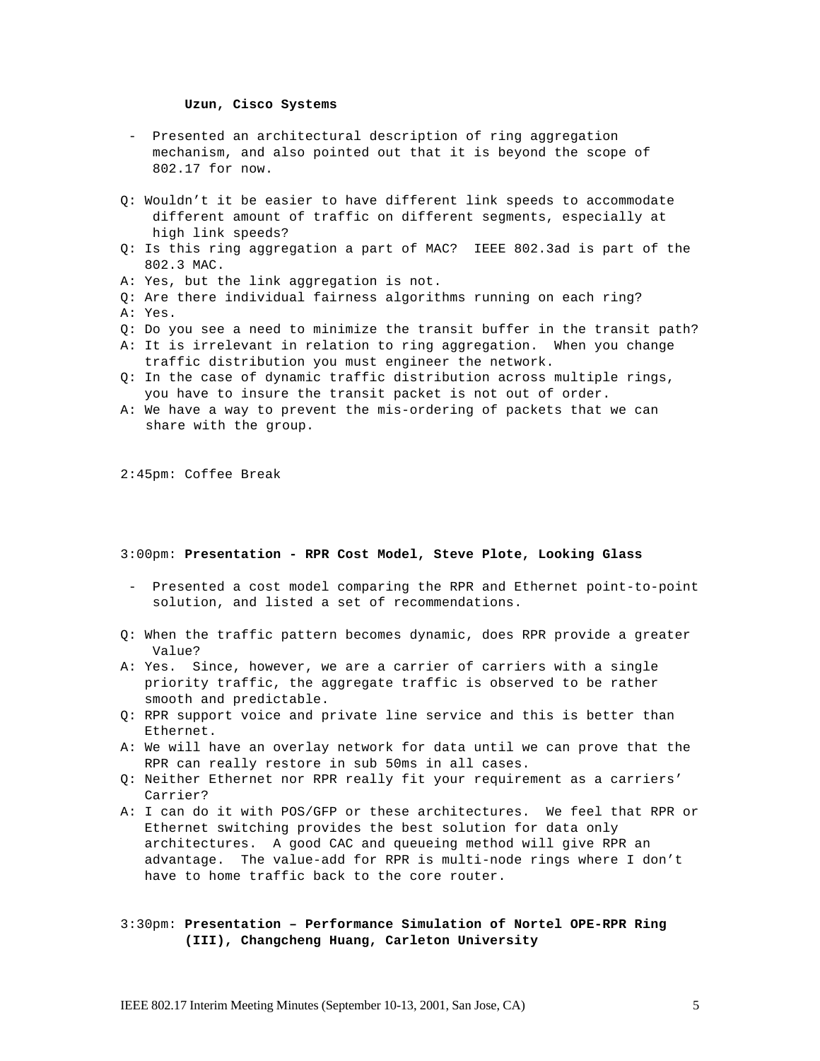**Uzun, Cisco Systems**

- Presented an architectural description of ring aggregation mechanism, and also pointed out that it is beyond the scope of 802.17 for now.

Q: Wouldn't it be easier to have different link speeds to accommodate different amount of traffic on different segments, especially at high link speeds?
Q: Is this ring aggregation a part of MAC? IEEE 802.3ad is part of the 802.3 MAC.
A: Yes, but the link aggregation is not.
Q: Are there individual fairness algorithms running on each ring?
A: Yes.
Q: Do you see a need to minimize the transit buffer in the transit path?
A: It is irrelevant in relation to ring aggregation. When you change traffic distribution you must engineer the network.
Q: In the case of dynamic traffic distribution across multiple rings, you have to insure the transit packet is not out of order.
A: We have a way to prevent the mis-ordering of packets that we can share with the group.

2:45pm: Coffee Break

3:00pm: **Presentation - RPR Cost Model, Steve Plote, Looking Glass**

- Presented a cost model comparing the RPR and Ethernet point-to-point solution, and listed a set of recommendations.

Q: When the traffic pattern becomes dynamic, does RPR provide a greater Value?
A: Yes. Since, however, we are a carrier of carriers with a single priority traffic, the aggregate traffic is observed to be rather smooth and predictable.
Q: RPR support voice and private line service and this is better than Ethernet.
A: We will have an overlay network for data until we can prove that the RPR can really restore in sub 50ms in all cases.
Q: Neither Ethernet nor RPR really fit your requirement as a carriers' Carrier?
A: I can do it with POS/GFP or these architectures. We feel that RPR or Ethernet switching provides the best solution for data only architectures. A good CAC and queueing method will give RPR an advantage. The value-add for RPR is multi-node rings where I don't have to home traffic back to the core router.

3:30pm: **Presentation – Performance Simulation of Nortel OPE-RPR Ring (III), Changcheng Huang, Carleton University**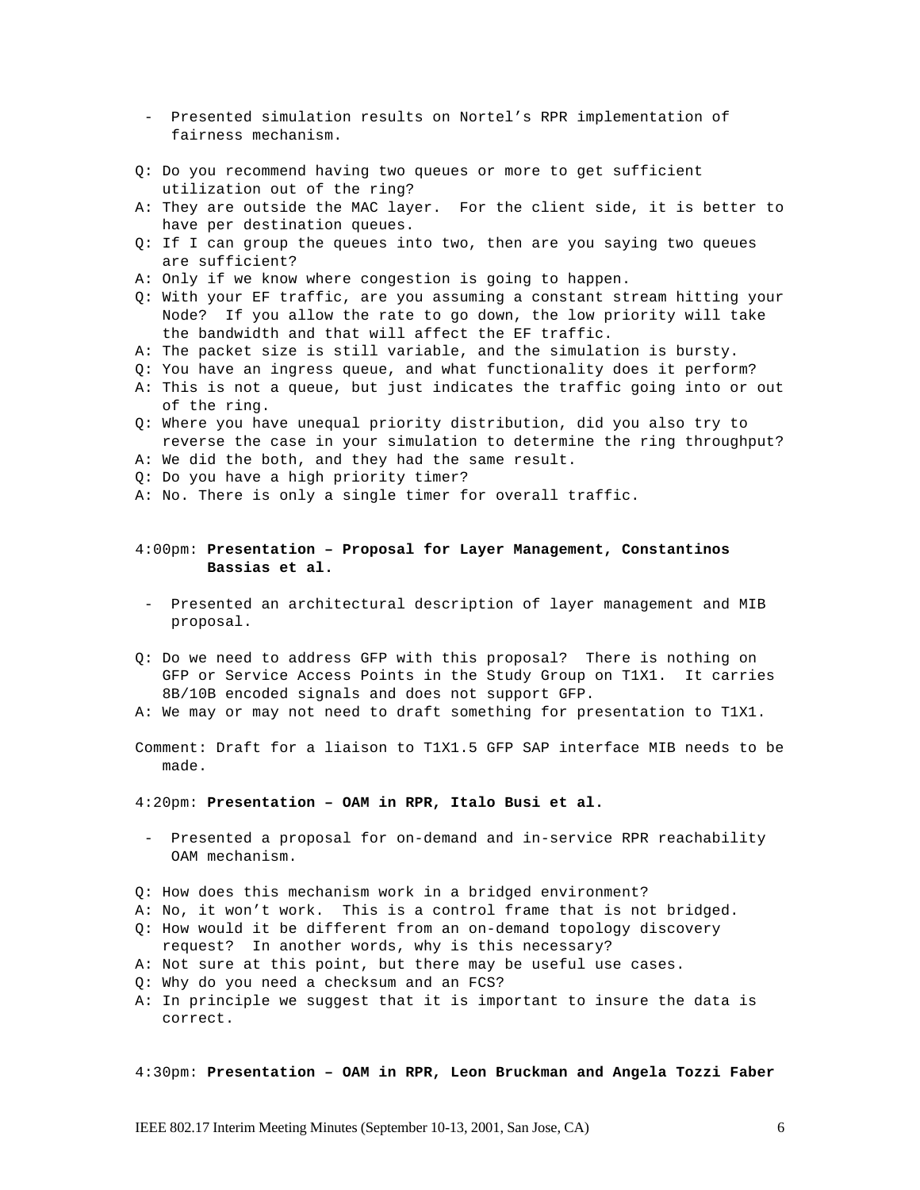- Presented simulation results on Nortel's RPR implementation of fairness mechanism.

Q: Do you recommend having two queues or more to get sufficient utilization out of the ring?
A: They are outside the MAC layer. For the client side, it is better to have per destination queues.
Q: If I can group the queues into two, then are you saying two queues are sufficient?
A: Only if we know where congestion is going to happen.
Q: With your EF traffic, are you assuming a constant stream hitting your Node? If you allow the rate to go down, the low priority will take the bandwidth and that will affect the EF traffic.
A: The packet size is still variable, and the simulation is bursty.
Q: You have an ingress queue, and what functionality does it perform?
A: This is not a queue, but just indicates the traffic going into or out of the ring.
Q: Where you have unequal priority distribution, did you also try to reverse the case in your simulation to determine the ring throughput?
A: We did the both, and they had the same result.
Q: Do you have a high priority timer?
A: No. There is only a single timer for overall traffic.

4:00pm: **Presentation – Proposal for Layer Management, Constantinos Bassias et al.**

- Presented an architectural description of layer management and MIB proposal.

Q: Do we need to address GFP with this proposal? There is nothing on GFP or Service Access Points in the Study Group on T1X1. It carries 8B/10B encoded signals and does not support GFP.
A: We may or may not need to draft something for presentation to T1X1.

Comment: Draft for a liaison to T1X1.5 GFP SAP interface MIB needs to be made.

4:20pm: **Presentation – OAM in RPR, Italo Busi et al.**

- Presented a proposal for on-demand and in-service RPR reachability OAM mechanism.

Q: How does this mechanism work in a bridged environment?
A: No, it won't work. This is a control frame that is not bridged.
Q: How would it be different from an on-demand topology discovery request? In another words, why is this necessary?
A: Not sure at this point, but there may be useful use cases.
Q: Why do you need a checksum and an FCS?
A: In principle we suggest that it is important to insure the data is correct.

4:30pm: **Presentation – OAM in RPR, Leon Bruckman and Angela Tozzi Faber**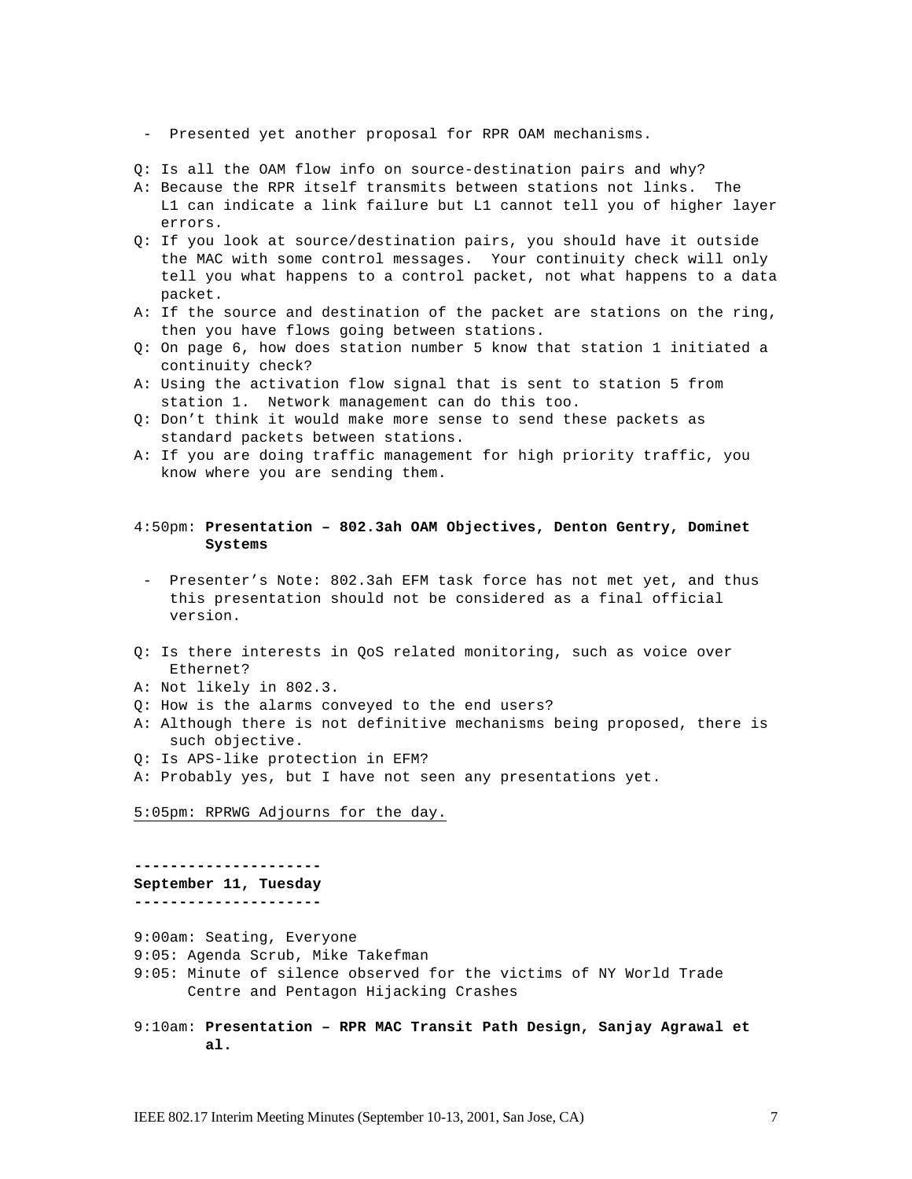- Presented yet another proposal for RPR OAM mechanisms.

Q: Is all the OAM flow info on source-destination pairs and why?
A: Because the RPR itself transmits between stations not links. The L1 can indicate a link failure but L1 cannot tell you of higher layer errors.
Q: If you look at source/destination pairs, you should have it outside the MAC with some control messages. Your continuity check will only tell you what happens to a control packet, not what happens to a data packet.
A: If the source and destination of the packet are stations on the ring, then you have flows going between stations.
Q: On page 6, how does station number 5 know that station 1 initiated a continuity check?
A: Using the activation flow signal that is sent to station 5 from station 1. Network management can do this too.
Q: Don't think it would make more sense to send these packets as standard packets between stations.
A: If you are doing traffic management for high priority traffic, you know where you are sending them.

4:50pm: **Presentation – 802.3ah OAM Objectives, Denton Gentry, Dominet Systems**

- Presenter's Note: 802.3ah EFM task force has not met yet, and thus this presentation should not be considered as a final official version.

Q: Is there interests in QoS related monitoring, such as voice over Ethernet?
A: Not likely in 802.3.
Q: How is the alarms conveyed to the end users?
A: Although there is not definitive mechanisms being proposed, there is such objective.
Q: Is APS-like protection in EFM?
A: Probably yes, but I have not seen any presentations yet.

5:05pm: RPRWG Adjourns for the day.

**---------------------**
**September 11, Tuesday**
**---------------------**

9:00am: Seating, Everyone
9:05: Agenda Scrub, Mike Takefman
9:05: Minute of silence observed for the victims of NY World Trade Centre and Pentagon Hijacking Crashes

9:10am: **Presentation – RPR MAC Transit Path Design, Sanjay Agrawal et al.**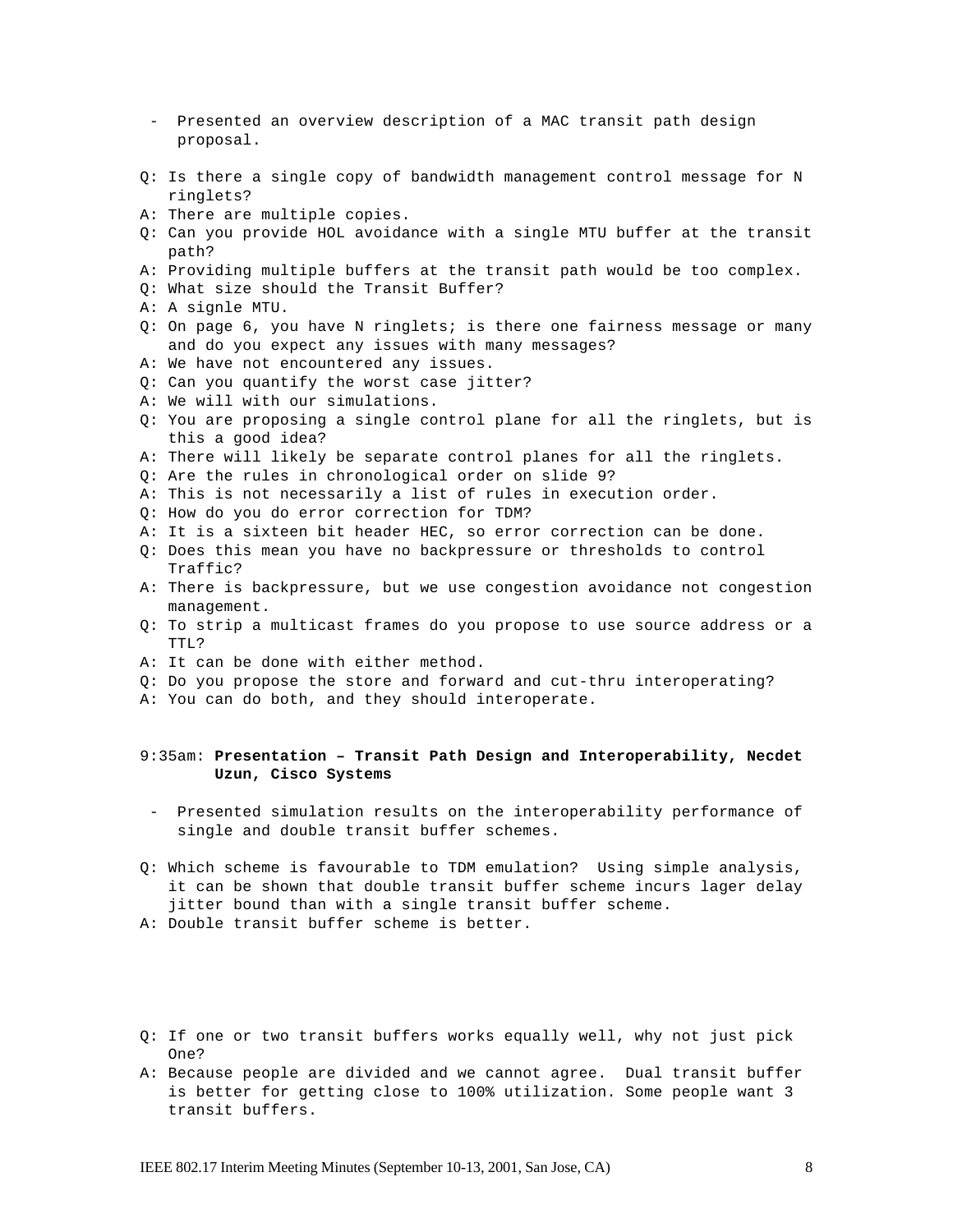- Presented an overview description of a MAC transit path design proposal.

Q: Is there a single copy of bandwidth management control message for N ringlets?
A: There are multiple copies.
Q: Can you provide HOL avoidance with a single MTU buffer at the transit path?
A: Providing multiple buffers at the transit path would be too complex.
Q: What size should the Transit Buffer?
A: A signle MTU.
Q: On page 6, you have N ringlets; is there one fairness message or many and do you expect any issues with many messages?
A: We have not encountered any issues.
Q: Can you quantify the worst case jitter?
A: We will with our simulations.
Q: You are proposing a single control plane for all the ringlets, but is this a good idea?
A: There will likely be separate control planes for all the ringlets.
Q: Are the rules in chronological order on slide 9?
A: This is not necessarily a list of rules in execution order.
Q: How do you do error correction for TDM?
A: It is a sixteen bit header HEC, so error correction can be done.
Q: Does this mean you have no backpressure or thresholds to control Traffic?
A: There is backpressure, but we use congestion avoidance not congestion management.
Q: To strip a multicast frames do you propose to use source address or a TTL?
A: It can be done with either method.
Q: Do you propose the store and forward and cut-thru interoperating?
A: You can do both, and they should interoperate.

9:35am: **Presentation – Transit Path Design and Interoperability, Necdet Uzun, Cisco Systems**

- Presented simulation results on the interoperability performance of single and double transit buffer schemes.

Q: Which scheme is favourable to TDM emulation? Using simple analysis, it can be shown that double transit buffer scheme incurs lager delay jitter bound than with a single transit buffer scheme.
A: Double transit buffer scheme is better.

Q: If one or two transit buffers works equally well, why not just pick One?
A: Because people are divided and we cannot agree. Dual transit buffer is better for getting close to 100% utilization. Some people want 3 transit buffers.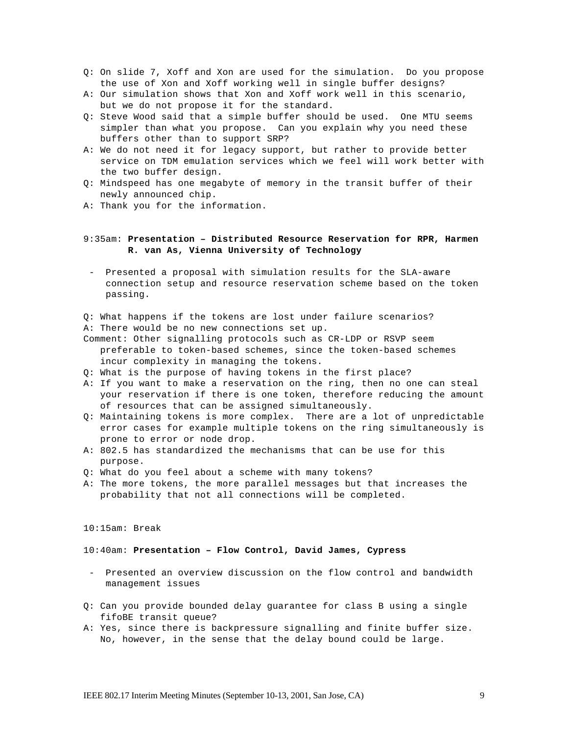Q: On slide 7, Xoff and Xon are used for the simulation. Do you propose the use of Xon and Xoff working well in single buffer designs?

A: Our simulation shows that Xon and Xoff work well in this scenario, but we do not propose it for the standard.

Q: Steve Wood said that a simple buffer should be used. One MTU seems simpler than what you propose. Can you explain why you need these buffers other than to support SRP?

A: We do not need it for legacy support, but rather to provide better service on TDM emulation services which we feel will work better with the two buffer design.

Q: Mindspeed has one megabyte of memory in the transit buffer of their newly announced chip.

A: Thank you for the information.

9:35am: **Presentation – Distributed Resource Reservation for RPR, Harmen R. van As, Vienna University of Technology**

- Presented a proposal with simulation results for the SLA-aware connection setup and resource reservation scheme based on the token passing.

Q: What happens if the tokens are lost under failure scenarios?

A: There would be no new connections set up.

Comment: Other signalling protocols such as CR-LDP or RSVP seem preferable to token-based schemes, since the token-based schemes incur complexity in managing the tokens.

Q: What is the purpose of having tokens in the first place?

A: If you want to make a reservation on the ring, then no one can steal your reservation if there is one token, therefore reducing the amount of resources that can be assigned simultaneously.

Q: Maintaining tokens is more complex. There are a lot of unpredictable error cases for example multiple tokens on the ring simultaneously is prone to error or node drop.

A: 802.5 has standardized the mechanisms that can be use for this purpose.

Q: What do you feel about a scheme with many tokens?

A: The more tokens, the more parallel messages but that increases the probability that not all connections will be completed.

10:15am: Break

10:40am: **Presentation – Flow Control, David James, Cypress**

- Presented an overview discussion on the flow control and bandwidth management issues

Q: Can you provide bounded delay guarantee for class B using a single fifoBE transit queue?

A: Yes, since there is backpressure signalling and finite buffer size. No, however, in the sense that the delay bound could be large.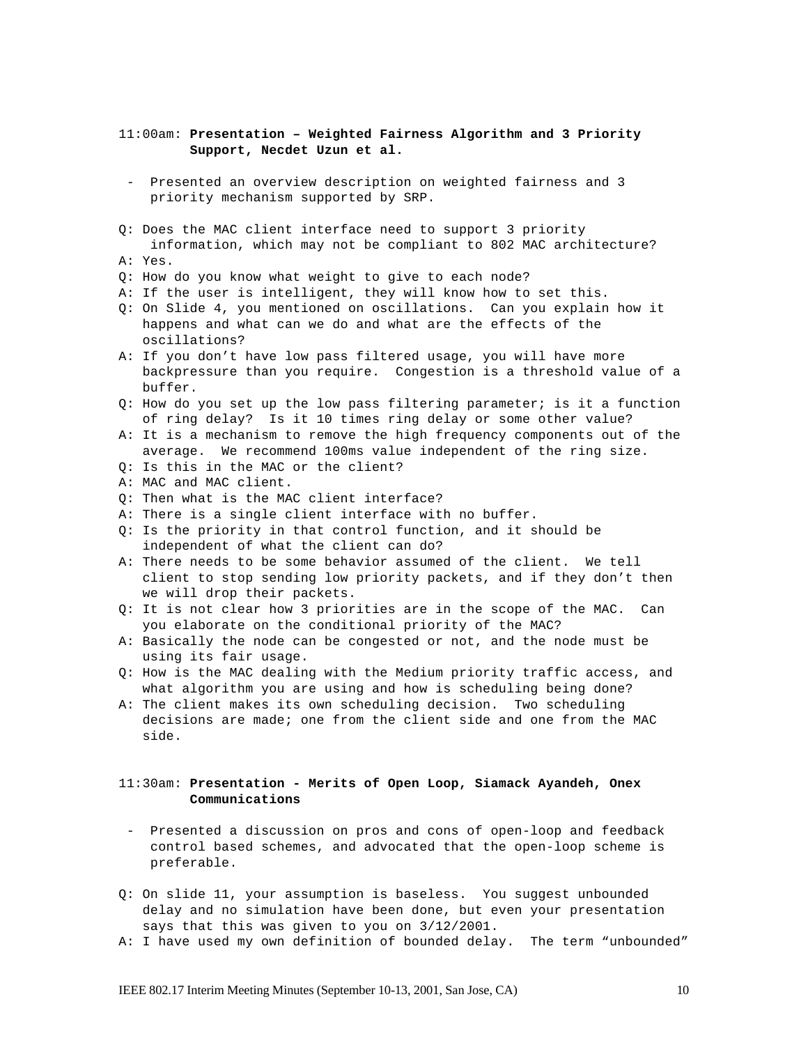11:00am: **Presentation – Weighted Fairness Algorithm and 3 Priority Support, Necdet Uzun et al.**

- Presented an overview description on weighted fairness and 3 priority mechanism supported by SRP.

Q: Does the MAC client interface need to support 3 priority information, which may not be compliant to 802 MAC architecture?
A: Yes.
Q: How do you know what weight to give to each node?
A: If the user is intelligent, they will know how to set this.
Q: On Slide 4, you mentioned on oscillations. Can you explain how it happens and what can we do and what are the effects of the oscillations?
A: If you don't have low pass filtered usage, you will have more backpressure than you require. Congestion is a threshold value of a buffer.
Q: How do you set up the low pass filtering parameter; is it a function of ring delay? Is it 10 times ring delay or some other value?
A: It is a mechanism to remove the high frequency components out of the average. We recommend 100ms value independent of the ring size.
Q: Is this in the MAC or the client?
A: MAC and MAC client.
Q: Then what is the MAC client interface?
A: There is a single client interface with no buffer.
Q: Is the priority in that control function, and it should be independent of what the client can do?
A: There needs to be some behavior assumed of the client. We tell client to stop sending low priority packets, and if they don't then we will drop their packets.
Q: It is not clear how 3 priorities are in the scope of the MAC. Can you elaborate on the conditional priority of the MAC?
A: Basically the node can be congested or not, and the node must be using its fair usage.
Q: How is the MAC dealing with the Medium priority traffic access, and what algorithm you are using and how is scheduling being done?
A: The client makes its own scheduling decision. Two scheduling decisions are made; one from the client side and one from the MAC side.

11:30am: **Presentation - Merits of Open Loop, Siamack Ayandeh, Onex Communications**

- Presented a discussion on pros and cons of open-loop and feedback control based schemes, and advocated that the open-loop scheme is preferable.

Q: On slide 11, your assumption is baseless. You suggest unbounded delay and no simulation have been done, but even your presentation says that this was given to you on 3/12/2001.
A: I have used my own definition of bounded delay. The term "unbounded"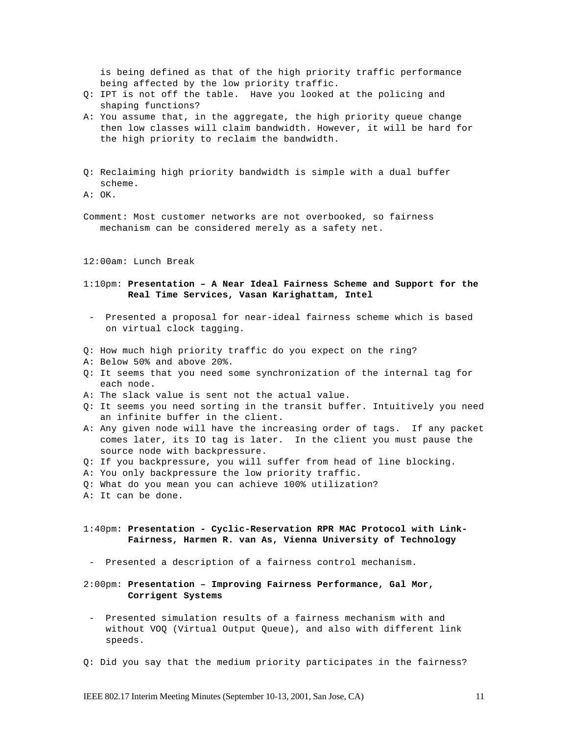is being defined as that of the high priority traffic performance being affected by the low priority traffic.

Q: IPT is not off the table. Have you looked at the policing and shaping functions?

A: You assume that, in the aggregate, the high priority queue change then low classes will claim bandwidth. However, it will be hard for the high priority to reclaim the bandwidth.

Q: Reclaiming high priority bandwidth is simple with a dual buffer scheme.

A: OK.

Comment: Most customer networks are not overbooked, so fairness mechanism can be considered merely as a safety net.

12:00am: Lunch Break

1:10pm: **Presentation – A Near Ideal Fairness Scheme and Support for the Real Time Services, Vasan Karighattam, Intel**

- Presented a proposal for near-ideal fairness scheme which is based on virtual clock tagging.

Q: How much high priority traffic do you expect on the ring?

A: Below 50% and above 20%.

Q: It seems that you need some synchronization of the internal tag for each node.

A: The slack value is sent not the actual value.

Q: It seems you need sorting in the transit buffer. Intuitively you need an infinite buffer in the client.

A: Any given node will have the increasing order of tags. If any packet comes later, its IO tag is later. In the client you must pause the source node with backpressure.

Q: If you backpressure, you will suffer from head of line blocking.

A: You only backpressure the low priority traffic.

Q: What do you mean you can achieve 100% utilization?

A: It can be done.

1:40pm: **Presentation - Cyclic-Reservation RPR MAC Protocol with Link-Fairness, Harmen R. van As, Vienna University of Technology**

- Presented a description of a fairness control mechanism.

2:00pm: **Presentation – Improving Fairness Performance, Gal Mor, Corrigent Systems**

- Presented simulation results of a fairness mechanism with and without VOQ (Virtual Output Queue), and also with different link speeds.

Q: Did you say that the medium priority participates in the fairness?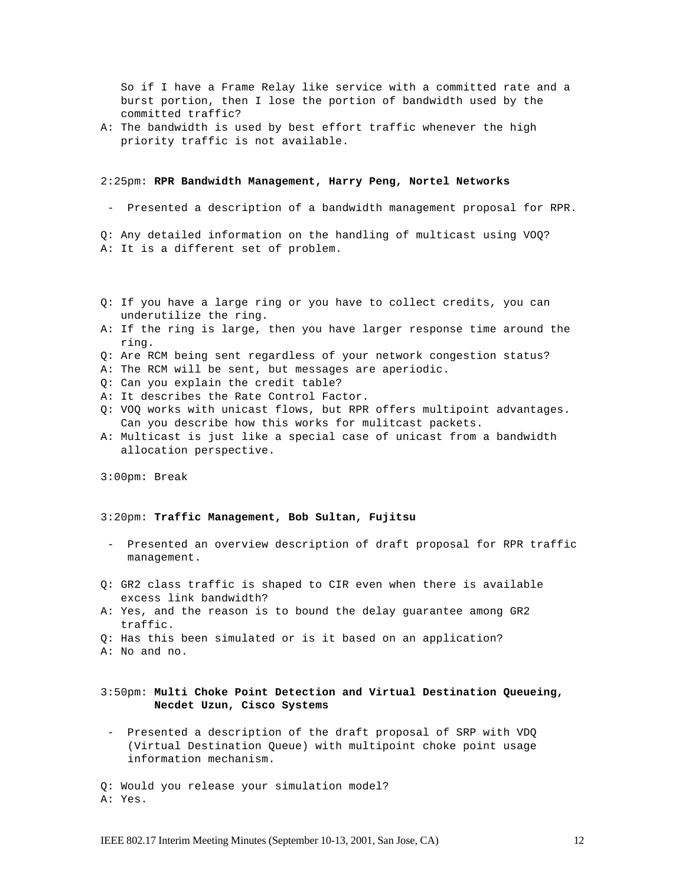So if I have a Frame Relay like service with a committed rate and a burst portion, then I lose the portion of bandwidth used by the committed traffic?

A: The bandwidth is used by best effort traffic whenever the high priority traffic is not available.

2:25pm: **RPR Bandwidth Management, Harry Peng, Nortel Networks**

- Presented a description of a bandwidth management proposal for RPR.

Q: Any detailed information on the handling of multicast using VOQ?

A: It is a different set of problem.

Q: If you have a large ring or you have to collect credits, you can underutilize the ring.

A: If the ring is large, then you have larger response time around the ring.

Q: Are RCM being sent regardless of your network congestion status?

A: The RCM will be sent, but messages are aperiodic.

Q: Can you explain the credit table?

A: It describes the Rate Control Factor.

Q: VOQ works with unicast flows, but RPR offers multipoint advantages. Can you describe how this works for mulitcast packets.

A: Multicast is just like a special case of unicast from a bandwidth allocation perspective.

3:00pm: Break

3:20pm: **Traffic Management, Bob Sultan, Fujitsu**

- Presented an overview description of draft proposal for RPR traffic management.

Q: GR2 class traffic is shaped to CIR even when there is available excess link bandwidth?

A: Yes, and the reason is to bound the delay guarantee among GR2 traffic.

Q: Has this been simulated or is it based on an application?

A: No and no.

3:50pm: **Multi Choke Point Detection and Virtual Destination Queueing, Necdet Uzun, Cisco Systems**

- Presented a description of the draft proposal of SRP with VDQ (Virtual Destination Queue) with multipoint choke point usage information mechanism.

Q: Would you release your simulation model?

A: Yes.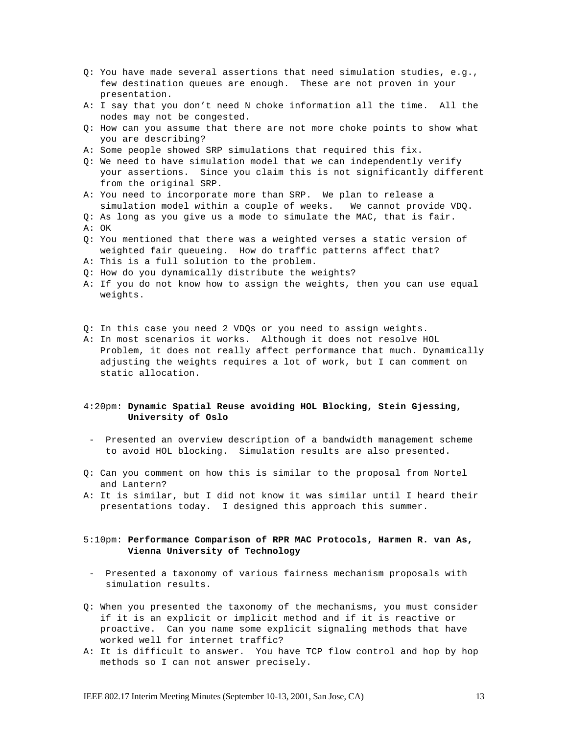Q: You have made several assertions that need simulation studies, e.g., few destination queues are enough. These are not proven in your presentation.

A: I say that you don't need N choke information all the time. All the nodes may not be congested.

Q: How can you assume that there are not more choke points to show what you are describing?

A: Some people showed SRP simulations that required this fix.

Q: We need to have simulation model that we can independently verify your assertions. Since you claim this is not significantly different from the original SRP.

A: You need to incorporate more than SRP. We plan to release a simulation model within a couple of weeks. We cannot provide VDQ.

Q: As long as you give us a mode to simulate the MAC, that is fair.

A: OK

Q: You mentioned that there was a weighted verses a static version of weighted fair queueing. How do traffic patterns affect that?

A: This is a full solution to the problem.

Q: How do you dynamically distribute the weights?

A: If you do not know how to assign the weights, then you can use equal weights.

Q: In this case you need 2 VDQs or you need to assign weights.

A: In most scenarios it works. Although it does not resolve HOL Problem, it does not really affect performance that much. Dynamically adjusting the weights requires a lot of work, but I can comment on static allocation.

4:20pm: **Dynamic Spatial Reuse avoiding HOL Blocking, Stein Gjessing, University of Oslo**

- Presented an overview description of a bandwidth management scheme to avoid HOL blocking. Simulation results are also presented.

Q: Can you comment on how this is similar to the proposal from Nortel and Lantern?

A: It is similar, but I did not know it was similar until I heard their presentations today. I designed this approach this summer.

5:10pm: **Performance Comparison of RPR MAC Protocols, Harmen R. van As, Vienna University of Technology**

- Presented a taxonomy of various fairness mechanism proposals with simulation results.

Q: When you presented the taxonomy of the mechanisms, you must consider if it is an explicit or implicit method and if it is reactive or proactive. Can you name some explicit signaling methods that have worked well for internet traffic?

A: It is difficult to answer. You have TCP flow control and hop by hop methods so I can not answer precisely.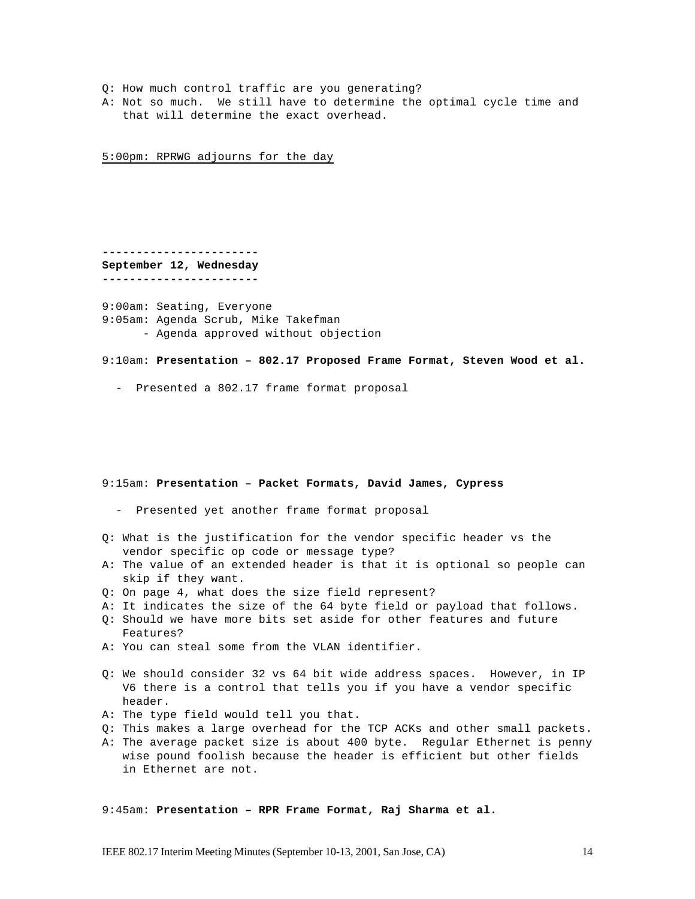Q: How much control traffic are you generating?
A: Not so much. We still have to determine the optimal cycle time and that will determine the exact overhead.

<u>5:00pm: RPRWG adjourns for the day</u>

**----------------------**
**September 12, Wednesday**
**----------------------**

9:00am: Seating, Everyone
9:05am: Agenda Scrub, Mike Takefman
- Agenda approved without objection

9:10am: **Presentation – 802.17 Proposed Frame Format, Steven Wood et al.**

- Presented a 802.17 frame format proposal

9:15am: **Presentation – Packet Formats, David James, Cypress**

- Presented yet another frame format proposal

Q: What is the justification for the vendor specific header vs the vendor specific op code or message type?
A: The value of an extended header is that it is optional so people can skip if they want.
Q: On page 4, what does the size field represent?
A: It indicates the size of the 64 byte field or payload that follows.
Q: Should we have more bits set aside for other features and future Features?
A: You can steal some from the VLAN identifier.

Q: We should consider 32 vs 64 bit wide address spaces. However, in IP V6 there is a control that tells you if you have a vendor specific header.
A: The type field would tell you that.
Q: This makes a large overhead for the TCP ACKs and other small packets.
A: The average packet size is about 400 byte. Regular Ethernet is penny wise pound foolish because the header is efficient but other fields in Ethernet are not.

9:45am: **Presentation – RPR Frame Format, Raj Sharma et al.**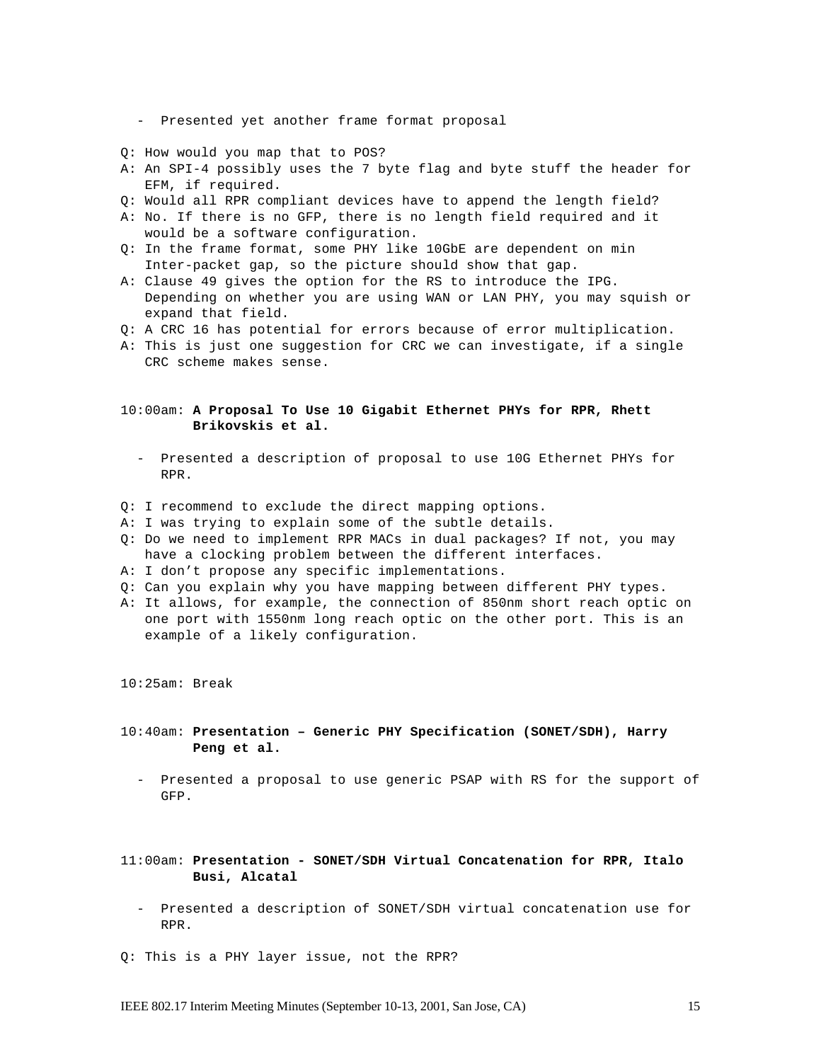- Presented yet another frame format proposal

Q: How would you map that to POS?
A: An SPI-4 possibly uses the 7 byte flag and byte stuff the header for EFM, if required.
Q: Would all RPR compliant devices have to append the length field?
A: No. If there is no GFP, there is no length field required and it would be a software configuration.
Q: In the frame format, some PHY like 10GbE are dependent on min Inter-packet gap, so the picture should show that gap.
A: Clause 49 gives the option for the RS to introduce the IPG. Depending on whether you are using WAN or LAN PHY, you may squish or expand that field.
Q: A CRC 16 has potential for errors because of error multiplication.
A: This is just one suggestion for CRC we can investigate, if a single CRC scheme makes sense.

10:00am: **A Proposal To Use 10 Gigabit Ethernet PHYs for RPR, Rhett Brikovskis et al.**

- Presented a description of proposal to use 10G Ethernet PHYs for RPR.

Q: I recommend to exclude the direct mapping options.
A: I was trying to explain some of the subtle details.
Q: Do we need to implement RPR MACs in dual packages? If not, you may have a clocking problem between the different interfaces.
A: I don't propose any specific implementations.
Q: Can you explain why you have mapping between different PHY types.
A: It allows, for example, the connection of 850nm short reach optic on one port with 1550nm long reach optic on the other port. This is an example of a likely configuration.

10:25am: Break

10:40am: **Presentation – Generic PHY Specification (SONET/SDH), Harry Peng et al.**

- Presented a proposal to use generic PSAP with RS for the support of GFP.

11:00am: **Presentation - SONET/SDH Virtual Concatenation for RPR, Italo Busi, Alcatal**

- Presented a description of SONET/SDH virtual concatenation use for RPR.

Q: This is a PHY layer issue, not the RPR?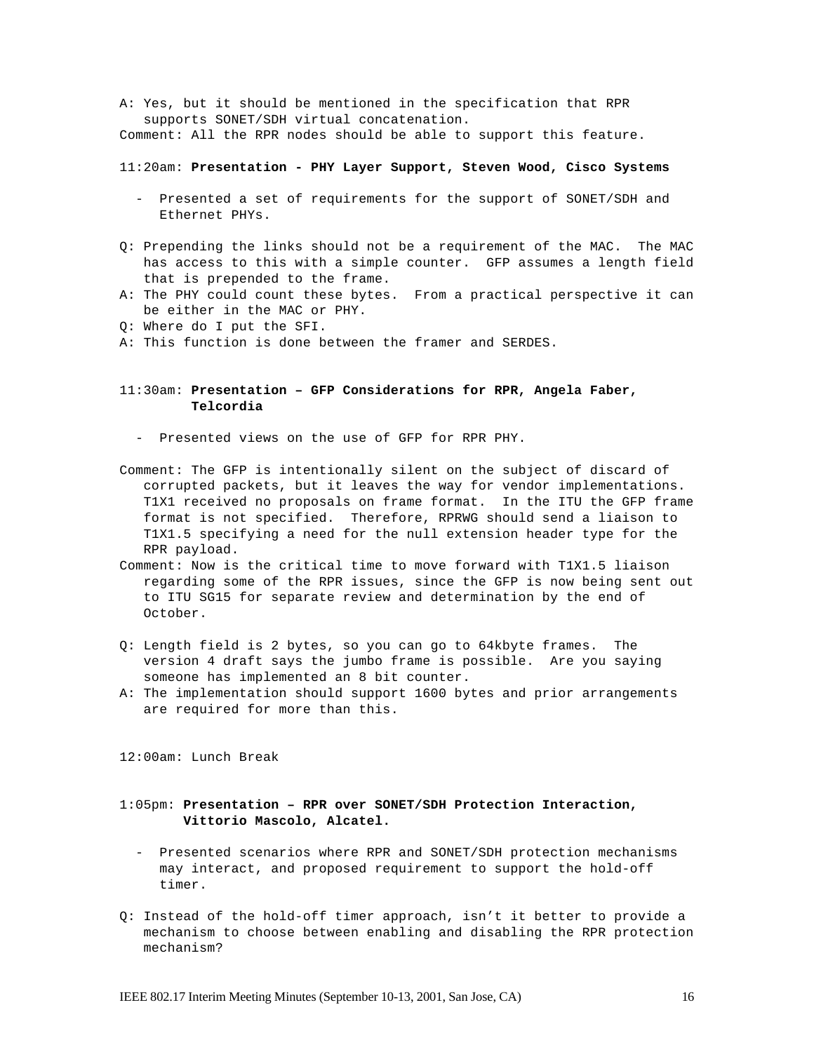A: Yes, but it should be mentioned in the specification that RPR supports SONET/SDH virtual concatenation.

Comment: All the RPR nodes should be able to support this feature.

11:20am: **Presentation - PHY Layer Support, Steven Wood, Cisco Systems**

- Presented a set of requirements for the support of SONET/SDH and Ethernet PHYs.

Q: Prepending the links should not be a requirement of the MAC. The MAC has access to this with a simple counter. GFP assumes a length field that is prepended to the frame.

A: The PHY could count these bytes. From a practical perspective it can be either in the MAC or PHY.

Q: Where do I put the SFI.

A: This function is done between the framer and SERDES.

11:30am: **Presentation – GFP Considerations for RPR, Angela Faber, Telcordia**

- Presented views on the use of GFP for RPR PHY.

Comment: The GFP is intentionally silent on the subject of discard of corrupted packets, but it leaves the way for vendor implementations. T1X1 received no proposals on frame format. In the ITU the GFP frame format is not specified. Therefore, RPRWG should send a liaison to T1X1.5 specifying a need for the null extension header type for the RPR payload.

Comment: Now is the critical time to move forward with T1X1.5 liaison regarding some of the RPR issues, since the GFP is now being sent out to ITU SG15 for separate review and determination by the end of October.

Q: Length field is 2 bytes, so you can go to 64kbyte frames. The version 4 draft says the jumbo frame is possible. Are you saying someone has implemented an 8 bit counter.

A: The implementation should support 1600 bytes and prior arrangements are required for more than this.

12:00am: Lunch Break

1:05pm: **Presentation – RPR over SONET/SDH Protection Interaction, Vittorio Mascolo, Alcatel.**

- Presented scenarios where RPR and SONET/SDH protection mechanisms may interact, and proposed requirement to support the hold-off timer.

Q: Instead of the hold-off timer approach, isn't it better to provide a mechanism to choose between enabling and disabling the RPR protection mechanism?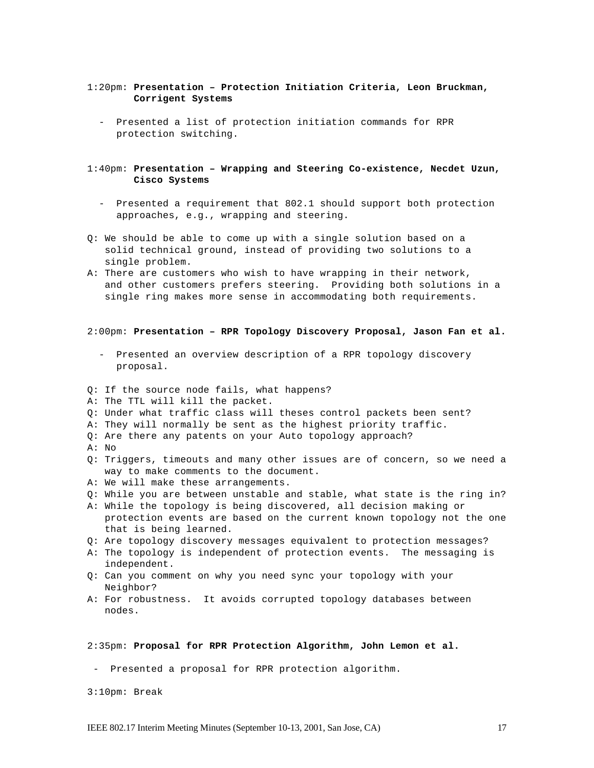1:20pm: **Presentation – Protection Initiation Criteria, Leon Bruckman, Corrigent Systems**

- Presented a list of protection initiation commands for RPR protection switching.

1:40pm: **Presentation – Wrapping and Steering Co-existence, Necdet Uzun, Cisco Systems**

- Presented a requirement that 802.1 should support both protection approaches, e.g., wrapping and steering.

Q: We should be able to come up with a single solution based on a solid technical ground, instead of providing two solutions to a single problem.
A: There are customers who wish to have wrapping in their network, and other customers prefers steering. Providing both solutions in a single ring makes more sense in accommodating both requirements.

2:00pm: **Presentation – RPR Topology Discovery Proposal, Jason Fan et al.**

- Presented an overview description of a RPR topology discovery proposal.

Q: If the source node fails, what happens?
A: The TTL will kill the packet.
Q: Under what traffic class will theses control packets been sent?
A: They will normally be sent as the highest priority traffic.
Q: Are there any patents on your Auto topology approach?
A: No
Q: Triggers, timeouts and many other issues are of concern, so we need a way to make comments to the document.
A: We will make these arrangements.
Q: While you are between unstable and stable, what state is the ring in?
A: While the topology is being discovered, all decision making or protection events are based on the current known topology not the one that is being learned.
Q: Are topology discovery messages equivalent to protection messages?
A: The topology is independent of protection events. The messaging is independent.
Q: Can you comment on why you need sync your topology with your Neighbor?
A: For robustness. It avoids corrupted topology databases between nodes.

2:35pm: **Proposal for RPR Protection Algorithm, John Lemon et al.**

- Presented a proposal for RPR protection algorithm.

3:10pm: Break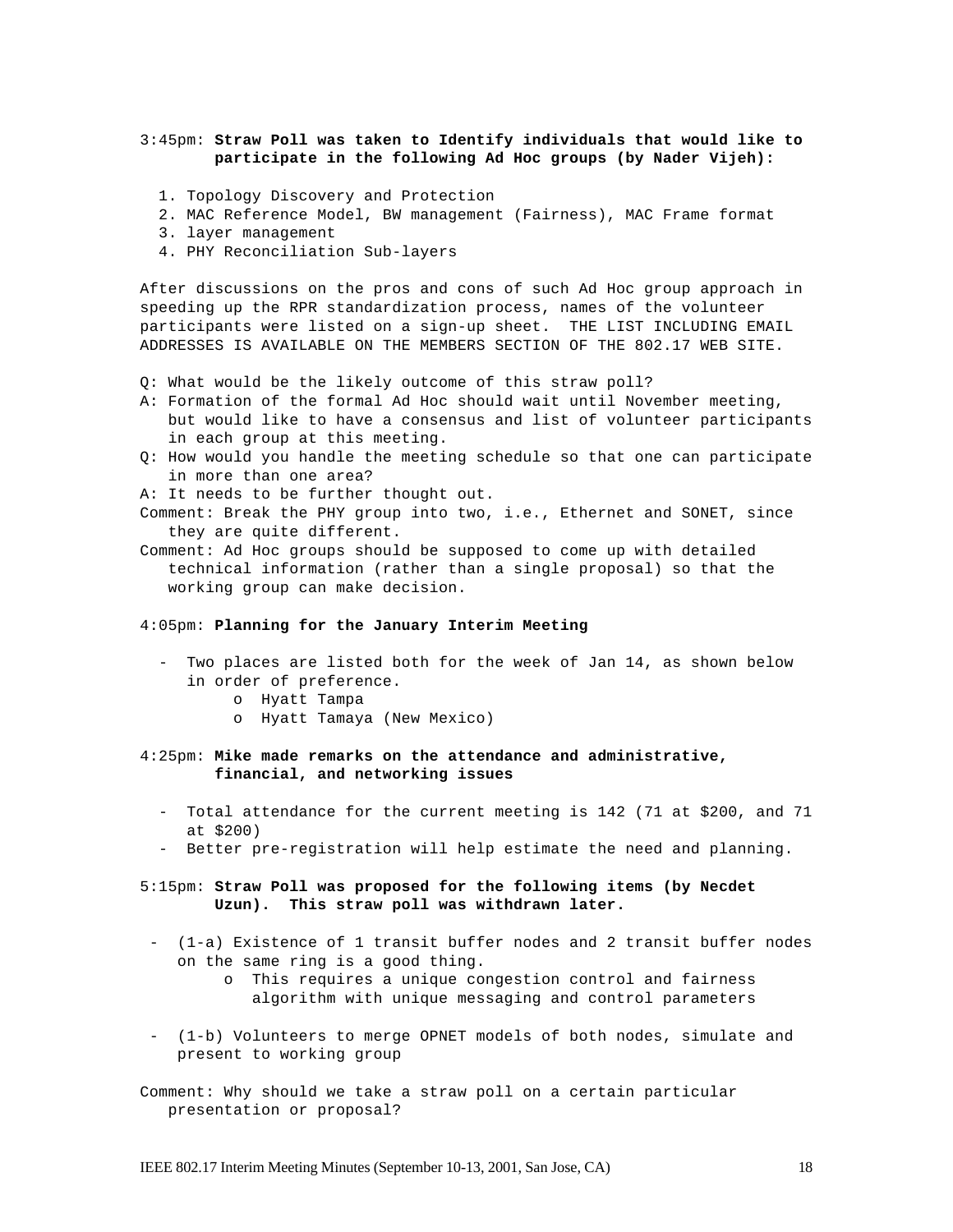3:45pm: **Straw Poll was taken to Identify individuals that would like to participate in the following Ad Hoc groups (by Nader Vijeh):**

1. Topology Discovery and Protection
2. MAC Reference Model, BW management (Fairness), MAC Frame format
3. layer management
4. PHY Reconciliation Sub-layers

After discussions on the pros and cons of such Ad Hoc group approach in speeding up the RPR standardization process, names of the volunteer participants were listed on a sign-up sheet. THE LIST INCLUDING EMAIL ADDRESSES IS AVAILABLE ON THE MEMBERS SECTION OF THE 802.17 WEB SITE.

Q: What would be the likely outcome of this straw poll?
A: Formation of the formal Ad Hoc should wait until November meeting, but would like to have a consensus and list of volunteer participants in each group at this meeting.
Q: How would you handle the meeting schedule so that one can participate in more than one area?
A: It needs to be further thought out.
Comment: Break the PHY group into two, i.e., Ethernet and SONET, since they are quite different.
Comment: Ad Hoc groups should be supposed to come up with detailed technical information (rather than a single proposal) so that the working group can make decision.

4:05pm: **Planning for the January Interim Meeting**

- Two places are listed both for the week of Jan 14, as shown below in order of preference.
  - Hyatt Tampa
  - Hyatt Tamaya (New Mexico)

4:25pm: **Mike made remarks on the attendance and administrative, financial, and networking issues**

- Total attendance for the current meeting is 142 (71 at $200, and 71 at $200)
- Better pre-registration will help estimate the need and planning.

5:15pm: **Straw Poll was proposed for the following items (by Necdet Uzun). This straw poll was withdrawn later.**

- (1-a) Existence of 1 transit buffer nodes and 2 transit buffer nodes on the same ring is a good thing.
  - This requires a unique congestion control and fairness algorithm with unique messaging and control parameters
- (1-b) Volunteers to merge OPNET models of both nodes, simulate and present to working group

Comment: Why should we take a straw poll on a certain particular presentation or proposal?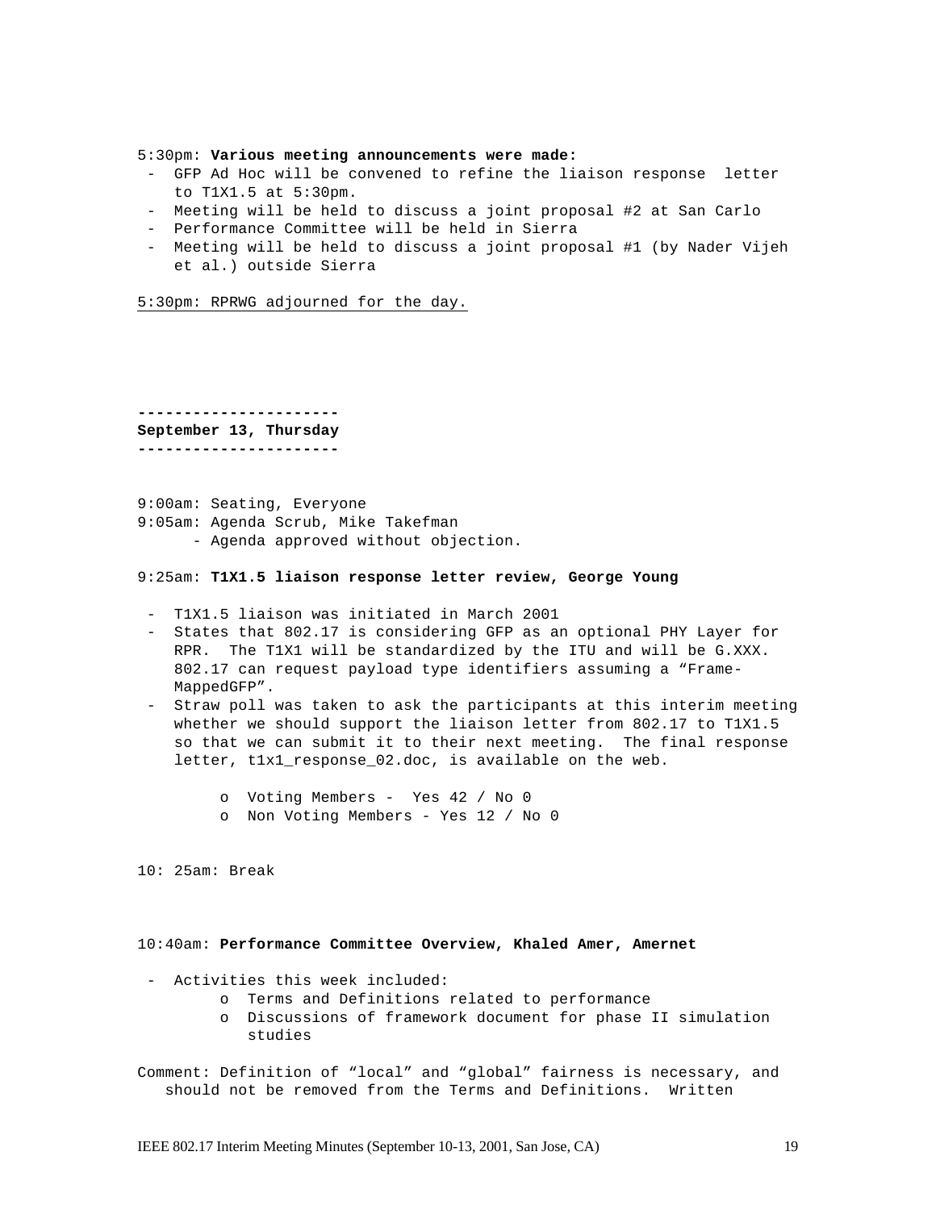5:30pm: **Various meeting announcements were made:**

- GFP Ad Hoc will be convened to refine the liaison response letter to T1X1.5 at 5:30pm.
- Meeting will be held to discuss a joint proposal #2 at San Carlo
- Performance Committee will be held in Sierra
- Meeting will be held to discuss a joint proposal #1 (by Nader Vijeh et al.) outside Sierra

5:30pm: RPRWG adjourned for the day.

**----------------------**
**September 13, Thursday**
**----------------------**

9:00am: Seating, Everyone
9:05am: Agenda Scrub, Mike Takefman
- Agenda approved without objection.

9:25am: **T1X1.5 liaison response letter review, George Young**

- T1X1.5 liaison was initiated in March 2001
- States that 802.17 is considering GFP as an optional PHY Layer for RPR. The T1X1 will be standardized by the ITU and will be G.XXX. 802.17 can request payload type identifiers assuming a "Frame-MappedGFP".
- Straw poll was taken to ask the participants at this interim meeting whether we should support the liaison letter from 802.17 to T1X1.5 so that we can submit it to their next meeting. The final response letter, t1x1_response_02.doc, is available on the web.
  - o Voting Members - Yes 42 / No 0
  - o Non Voting Members - Yes 12 / No 0

10: 25am: Break

10:40am: **Performance Committee Overview, Khaled Amer, Amernet**

- Activities this week included:
  - o Terms and Definitions related to performance
  - o Discussions of framework document for phase II simulation studies

Comment: Definition of "local" and "global" fairness is necessary, and should not be removed from the Terms and Definitions. Written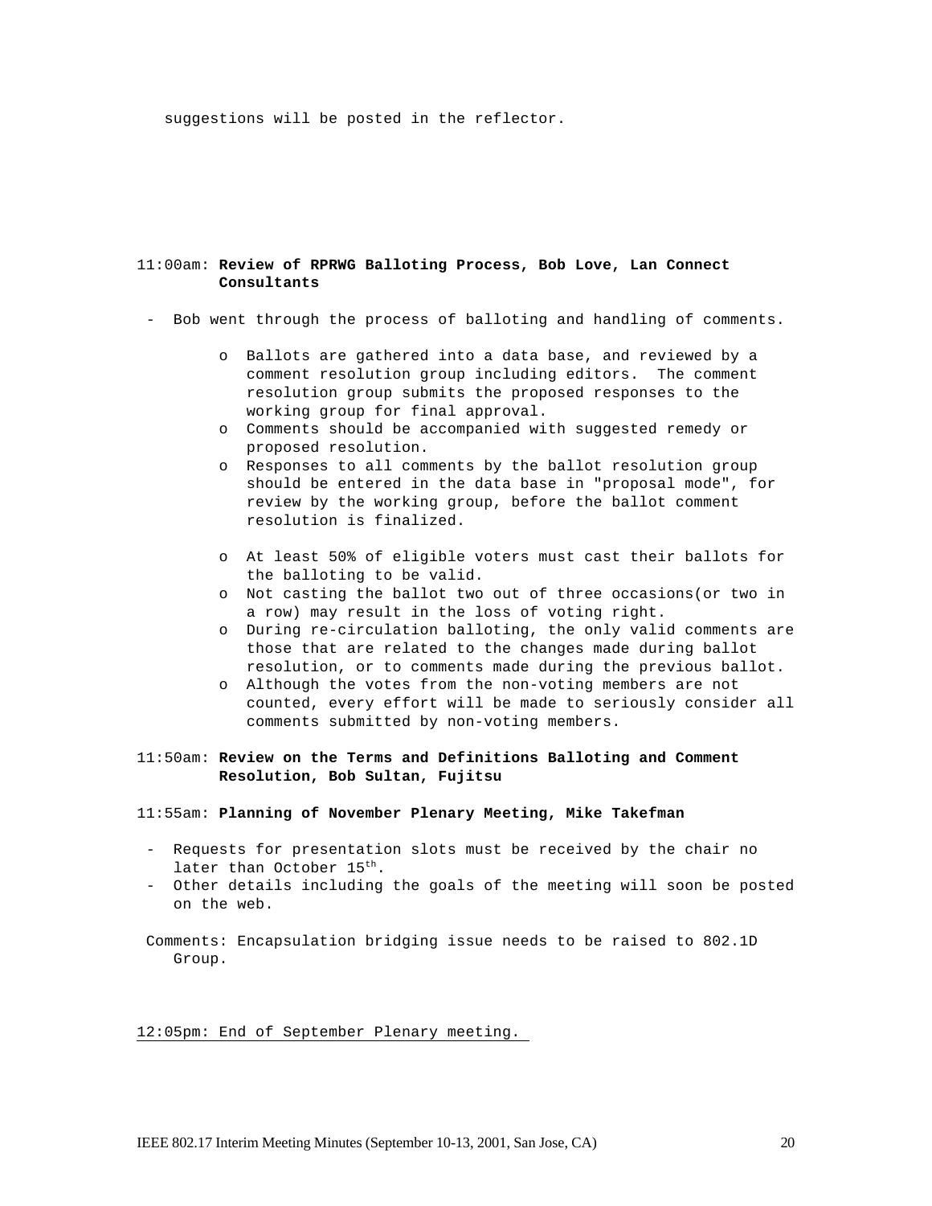suggestions will be posted in the reflector.

11:00am: **Review of RPRWG Balloting Process, Bob Love, Lan Connect Consultants**

- Bob went through the process of balloting and handling of comments.

    - Ballots are gathered into a data base, and reviewed by a comment resolution group including editors. The comment resolution group submits the proposed responses to the working group for final approval.
    - Comments should be accompanied with suggested remedy or proposed resolution.
    - Responses to all comments by the ballot resolution group should be entered in the data base in "proposal mode", for review by the working group, before the ballot comment resolution is finalized.

    - At least 50% of eligible voters must cast their ballots for the balloting to be valid.
    - Not casting the ballot two out of three occasions(or two in a row) may result in the loss of voting right.
    - During re-circulation balloting, the only valid comments are those that are related to the changes made during ballot resolution, or to comments made during the previous ballot.
    - Although the votes from the non-voting members are not counted, every effort will be made to seriously consider all comments submitted by non-voting members.

11:50am: **Review on the Terms and Definitions Balloting and Comment Resolution, Bob Sultan, Fujitsu**

11:55am: **Planning of November Plenary Meeting, Mike Takefman**

- Requests for presentation slots must be received by the chair no later than October 15th.
- Other details including the goals of the meeting will soon be posted on the web.

Comments: Encapsulation bridging issue needs to be raised to 802.1D Group.

12:05pm: End of September Plenary meeting.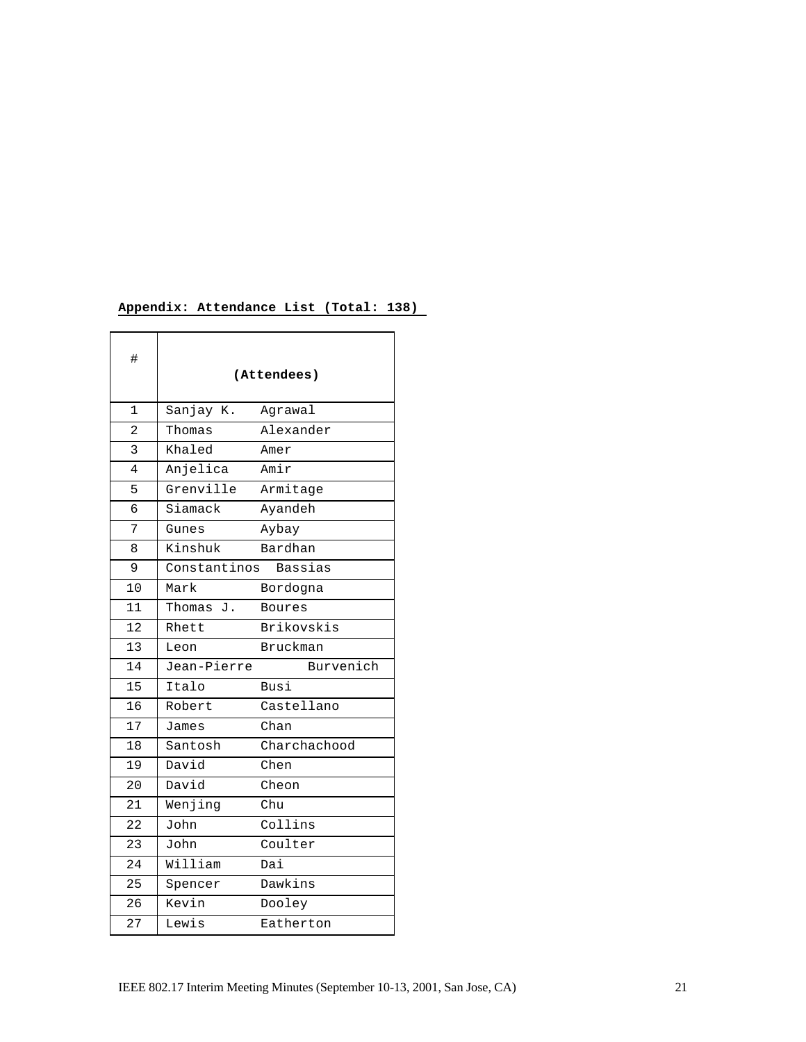**Appendix: Attendance List (Total: 138)**

| # | (Attendees) |
|---|---|
| 1 | Sanjay K. Agrawal |
| 2 | Thomas Alexander |
| 3 | Khaled Amer |
| 4 | Anjelica Amir |
| 5 | Grenville Armitage |
| 6 | Siamack Ayandeh |
| 7 | Gunes Aybay |
| 8 | Kinshuk Bardhan |
| 9 | Constantinos Bassias |
| 10 | Mark Bordogna |
| 11 | Thomas J. Boures |
| 12 | Rhett Brikovskis |
| 13 | Leon Bruckman |
| 14 | Jean-Pierre Burvenich |
| 15 | Italo Busi |
| 16 | Robert Castellano |
| 17 | James Chan |
| 18 | Santosh Charchachood |
| 19 | David Chen |
| 20 | David Cheon |
| 21 | Wenjing Chu |
| 22 | John Collins |
| 23 | John Coulter |
| 24 | William Dai |
| 25 | Spencer Dawkins |
| 26 | Kevin Dooley |
| 27 | Lewis Eatherton |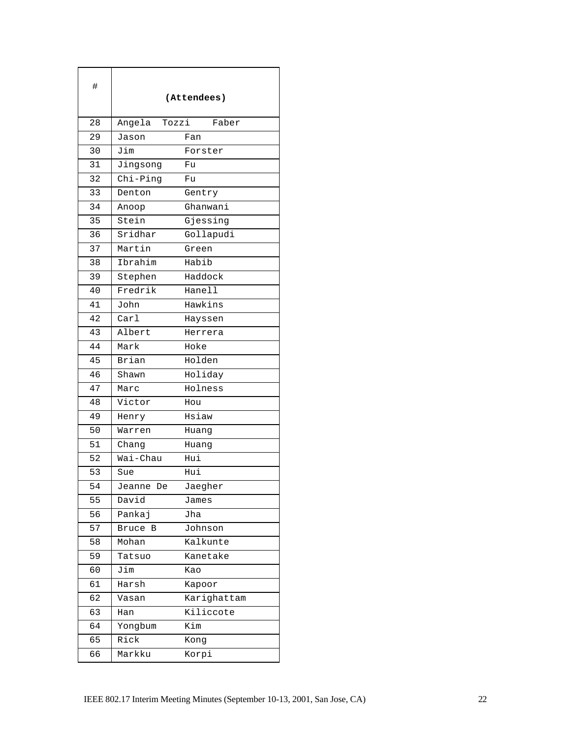| # | (Attendees) |
|---|---|
| 28 | Angela Tozzi Faber |
| 29 | Jason Fan |
| 30 | Jim Forster |
| 31 | Jingsong Fu |
| 32 | Chi-Ping Fu |
| 33 | Denton Gentry |
| 34 | Anoop Ghanwani |
| 35 | Stein Gjessing |
| 36 | Sridhar Gollapudi |
| 37 | Martin Green |
| 38 | Ibrahim Habib |
| 39 | Stephen Haddock |
| 40 | Fredrik Hanell |
| 41 | John Hawkins |
| 42 | Carl Hayssen |
| 43 | Albert Herrera |
| 44 | Mark Hoke |
| 45 | Brian Holden |
| 46 | Shawn Holiday |
| 47 | Marc Holness |
| 48 | Victor Hou |
| 49 | Henry Hsiaw |
| 50 | Warren Huang |
| 51 | Chang Huang |
| 52 | Wai-Chau Hui |
| 53 | Sue Hui |
| 54 | Jeanne De Jaegher |
| 55 | David James |
| 56 | Pankaj Jha |
| 57 | Bruce B Johnson |
| 58 | Mohan Kalkunte |
| 59 | Tatsuo Kanetake |
| 60 | Jim Kao |
| 61 | Harsh Kapoor |
| 62 | Vasan Karighattam |
| 63 | Han Kiliccote |
| 64 | Yongbum Kim |
| 65 | Rick Kong |
| 66 | Markku Korpi |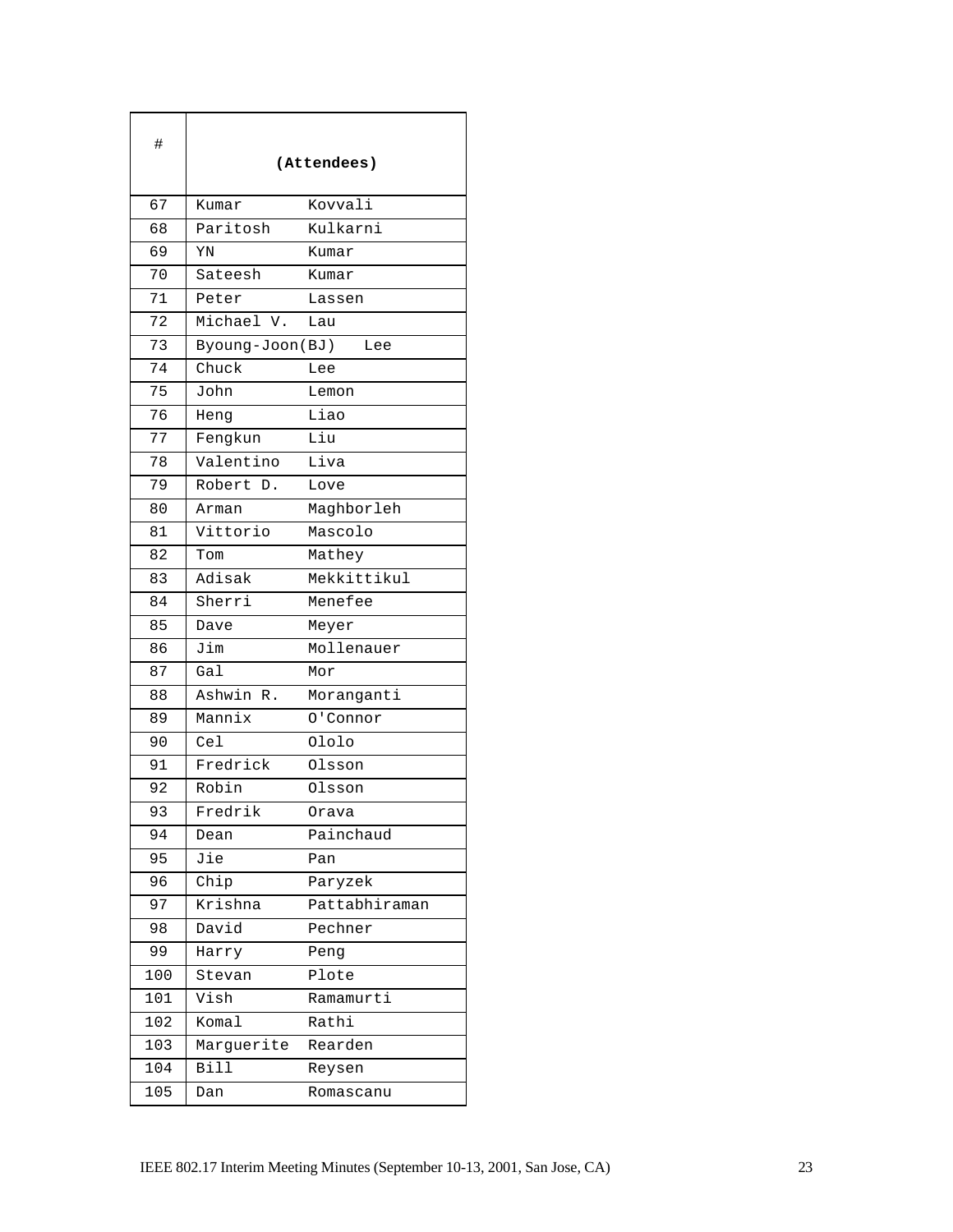| # | (Attendees) | |
|---|---|---|
| 67 | Kumar | Kovvali |
| 68 | Paritosh | Kulkarni |
| 69 | YN | Kumar |
| 70 | Sateesh | Kumar |
| 71 | Peter | Lassen |
| 72 | Michael V. | Lau |
| 73 | Byoung-Joon(BJ) | Lee |
| 74 | Chuck | Lee |
| 75 | John | Lemon |
| 76 | Heng | Liao |
| 77 | Fengkun | Liu |
| 78 | Valentino | Liva |
| 79 | Robert D. | Love |
| 80 | Arman | Maghborleh |
| 81 | Vittorio | Mascolo |
| 82 | Tom | Mathey |
| 83 | Adisak | Mekkittikul |
| 84 | Sherri | Menefee |
| 85 | Dave | Meyer |
| 86 | Jim | Mollenauer |
| 87 | Gal | Mor |
| 88 | Ashwin R. | Moranganti |
| 89 | Mannix | O'Connor |
| 90 | Cel | Ololo |
| 91 | Fredrick | Olsson |
| 92 | Robin | Olsson |
| 93 | Fredrik | Orava |
| 94 | Dean | Painchaud |
| 95 | Jie | Pan |
| 96 | Chip | Paryzek |
| 97 | Krishna | Pattabhiraman |
| 98 | David | Pechner |
| 99 | Harry | Peng |
| 100 | Stevan | Plote |
| 101 | Vish | Ramamurti |
| 102 | Komal | Rathi |
| 103 | Marguerite | Rearden |
| 104 | Bill | Reysen |
| 105 | Dan | Romascanu |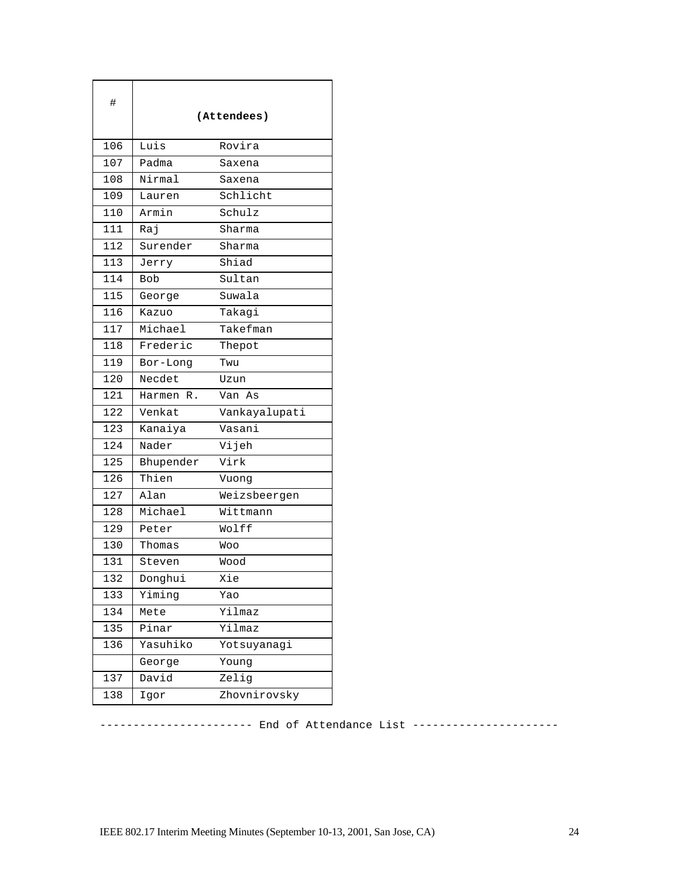| # | (Attendees) | |
|---|---|---|
| 106 | Luis | Rovira |
| 107 | Padma | Saxena |
| 108 | Nirmal | Saxena |
| 109 | Lauren | Schlicht |
| 110 | Armin | Schulz |
| 111 | Raj | Sharma |
| 112 | Surender | Sharma |
| 113 | Jerry | Shiad |
| 114 | Bob | Sultan |
| 115 | George | Suwala |
| 116 | Kazuo | Takagi |
| 117 | Michael | Takefman |
| 118 | Frederic | Thepot |
| 119 | Bor-Long | Twu |
| 120 | Necdet | Uzun |
| 121 | Harmen R. | Van As |
| 122 | Venkat | Vankayalupati |
| 123 | Kanaiya | Vasani |
| 124 | Nader | Vijeh |
| 125 | Bhupender | Virk |
| 126 | Thien | Vuong |
| 127 | Alan | Weizsbeergen |
| 128 | Michael | Wittmann |
| 129 | Peter | Wolff |
| 130 | Thomas | Woo |
| 131 | Steven | Wood |
| 132 | Donghui | Xie |
| 133 | Yiming | Yao |
| 134 | Mete | Yilmaz |
| 135 | Pinar | Yilmaz |
| 136 | Yasuhiko | Yotsuyanagi |
| | George | Young |
| 137 | David | Zelig |
| 138 | Igor | Zhovnirovsky |

----------------------- End of Attendance List ----------------------